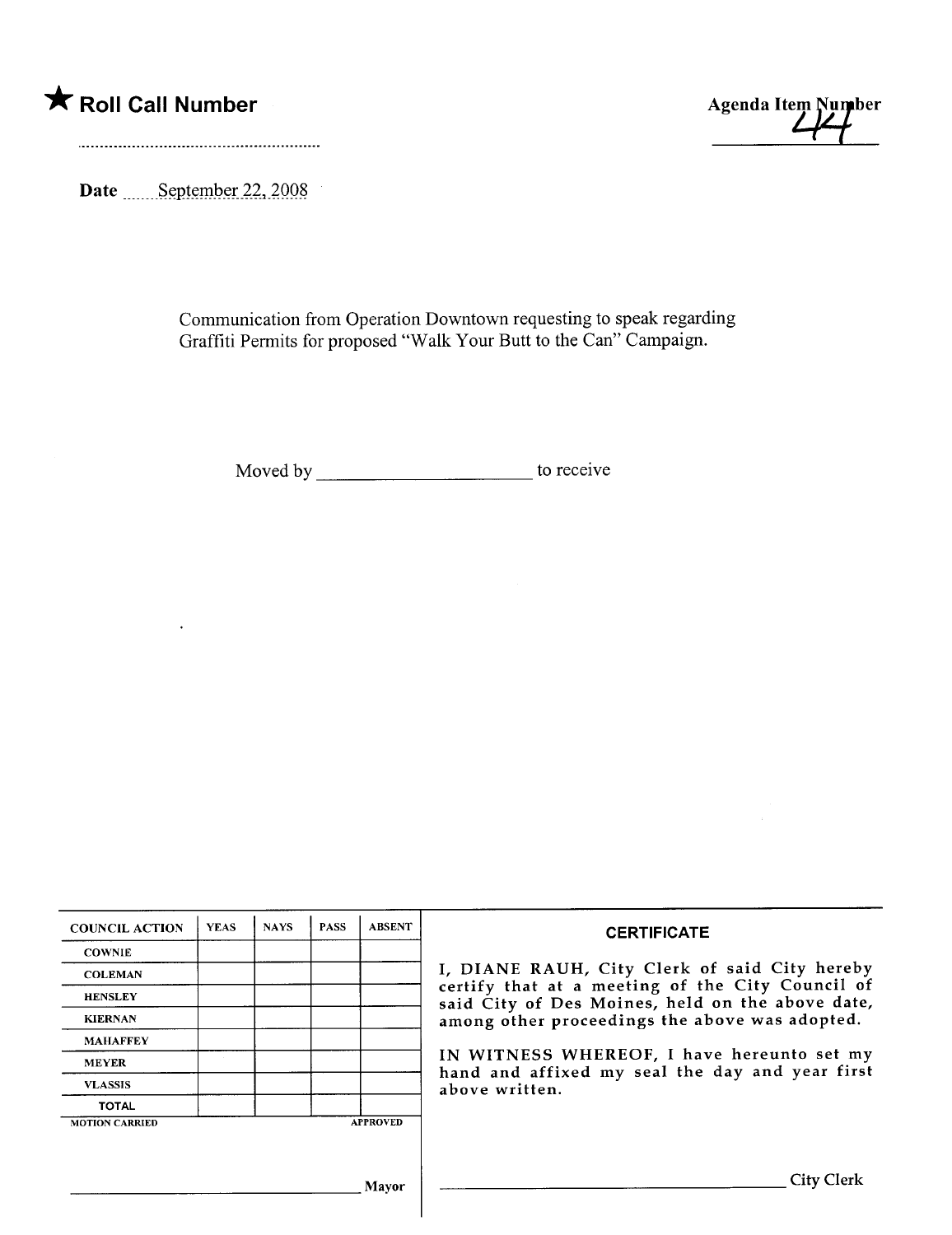★ **Roll Call Number**

..........................................................

Agenda Item Number 44

Date September 22, 2008

Communication from Operation Downtown requesting to speak regarding Graffiti Permits for proposed "Walk Your Butt to the Can" Campaign.

Moved by ______________________ to receive

| COUNCIL ACTION | YEAS | NAYS | PASS | ABSENT |
| --- | --- | --- | --- | --- |
| COWNIE | | | | |
| COLEMAN | | | | |
| HENSLEY | | | | |
| KIERNAN | | | | |
| MAHAFFEY | | | | |
| MEYER | | | | |
| VLASSIS | | | | |
| TOTAL | | | | |

MOTION CARRIED APPROVED

______________________________ Mayor

**CERTIFICATE**

I, DIANE RAUH, City Clerk of said City hereby certify that at a meeting of the City Council of said City of Des Moines, held on the above date, among other proceedings the above was adopted.

IN WITNESS WHEREOF, I have hereunto set my hand and affixed my seal the day and year first above written.

______________________________ City Clerk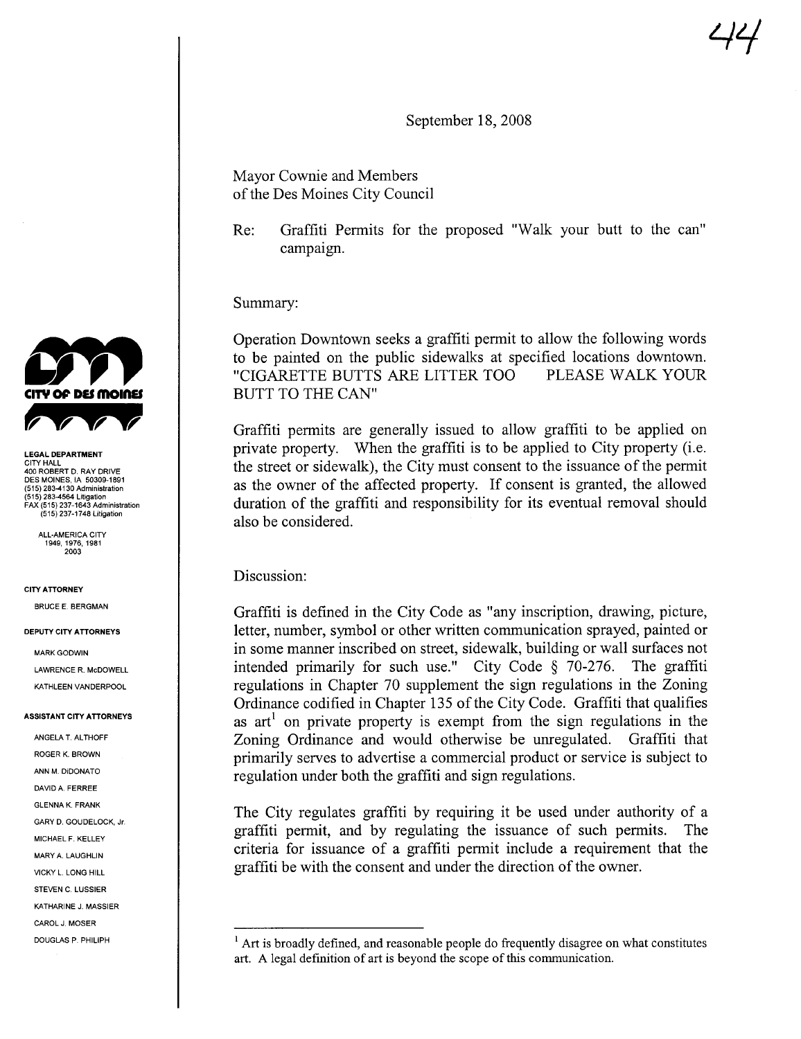44

September 18, 2008

Mayor Cownie and Members
of the Des Moines City Council

Re: Graffiti Permits for the proposed "Walk your butt to the can" campaign.

LEGAL DEPARTMENT
CITY HALL
400 ROBERT D. RAY DRIVE
DES MOINES, IA 50309-1891
(515) 283-4130 Administration
(515) 283-4564 Litigation
FAX (515) 237-1643 Administration
(515) 237-1748 Litigation

ALL-AMERICA CITY
1949, 1976, 1981
2003

CITY ATTORNEY

BRUCE E. BERGMAN

DEPUTY CITY ATTORNEYS

MARK GODWIN
LAWRENCE R. McDOWELL
KATHLEEN VANDERPOOL

ASSISTANT CITY ATTORNEYS

ANGELA T. ALTHOFF
ROGER K. BROWN
ANN M. DiDONATO
DAVID A. FERREE
GLENNA K. FRANK
GARY D. GOUDELOCK, Jr.
MICHAEL F. KELLEY
MARY A. LAUGHLIN
VICKY L. LONG HILL
STEVEN C. LUSSIER
KATHARINE J. MASSIER
CAROL J. MOSER
DOUGLAS P. PHILIPH

Summary:

Operation Downtown seeks a graffiti permit to allow the following words to be painted on the public sidewalks at specified locations downtown. "CIGARETTE BUTTS ARE LITTER TOO PLEASE WALK YOUR BUTT TO THE CAN"

Graffiti permits are generally issued to allow graffiti to be applied on private property. When the graffiti is to be applied to City property (i.e. the street or sidewalk), the City must consent to the issuance of the permit as the owner of the affected property. If consent is granted, the allowed duration of the graffiti and responsibility for its eventual removal should also be considered.

Discussion:

Graffiti is defined in the City Code as "any inscription, drawing, picture, letter, number, symbol or other written communication sprayed, painted or in some manner inscribed on street, sidewalk, building or wall surfaces not intended primarily for such use." City Code § 70-276. The graffiti regulations in Chapter 70 supplement the sign regulations in the Zoning Ordinance codified in Chapter 135 of the City Code. Graffiti that qualifies as art[1] on private property is exempt from the sign regulations in the Zoning Ordinance and would otherwise be unregulated. Graffiti that primarily serves to advertise a commercial product or service is subject to regulation under both the graffiti and sign regulations.

The City regulates graffiti by requiring it be used under authority of a graffiti permit, and by regulating the issuance of such permits. The criteria for issuance of a graffiti permit include a requirement that the graffiti be with the consent and under the direction of the owner.

[1] Art is broadly defined, and reasonable people do frequently disagree on what constitutes art. A legal definition of art is beyond the scope of this communication.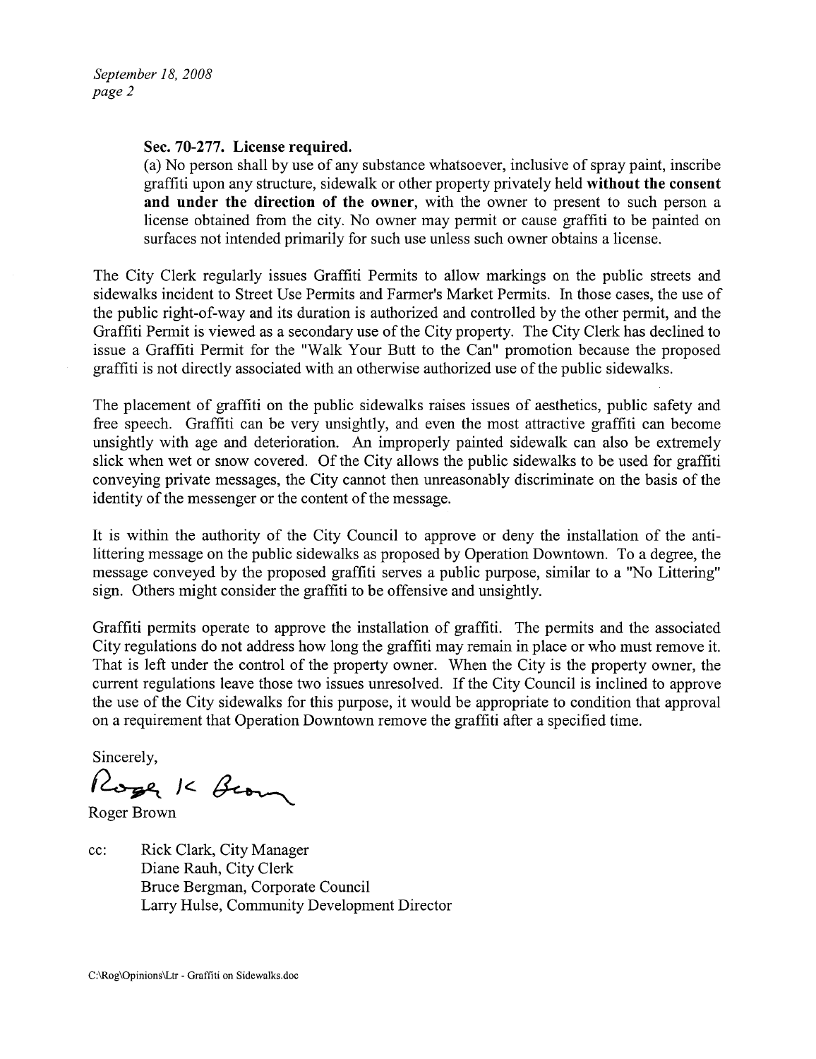**Sec. 70-277. License required.**

(a) No person shall by use of any substance whatsoever, inclusive of spray paint, inscribe graffiti upon any structure, sidewalk or other property privately held **without the consent and under the direction of the owner**, with the owner to present to such person a license obtained from the city. No owner may permit or cause graffiti to be painted on surfaces not intended primarily for such use unless such owner obtains a license.

The City Clerk regularly issues Graffiti Permits to allow markings on the public streets and sidewalks incident to Street Use Permits and Farmer's Market Permits. In those cases, the use of the public right-of-way and its duration is authorized and controlled by the other permit, and the Graffiti Permit is viewed as a secondary use of the City property. The City Clerk has declined to issue a Graffiti Permit for the "Walk Your Butt to the Can" promotion because the proposed graffiti is not directly associated with an otherwise authorized use of the public sidewalks.

The placement of graffiti on the public sidewalks raises issues of aesthetics, public safety and free speech. Graffiti can be very unsightly, and even the most attractive graffiti can become unsightly with age and deterioration. An improperly painted sidewalk can also be extremely slick when wet or snow covered. Of the City allows the public sidewalks to be used for graffiti conveying private messages, the City cannot then unreasonably discriminate on the basis of the identity of the messenger or the content of the message.

It is within the authority of the City Council to approve or deny the installation of the anti-littering message on the public sidewalks as proposed by Operation Downtown. To a degree, the message conveyed by the proposed graffiti serves a public purpose, similar to a "No Littering" sign. Others might consider the graffiti to be offensive and unsightly.

Graffiti permits operate to approve the installation of graffiti. The permits and the associated City regulations do not address how long the graffiti may remain in place or who must remove it. That is left under the control of the property owner. When the City is the property owner, the current regulations leave those two issues unresolved. If the City Council is inclined to approve the use of the City sidewalks for this purpose, it would be appropriate to condition that approval on a requirement that Operation Downtown remove the graffiti after a specified time.

Sincerely,

Roger K Brown

Roger Brown

cc: Rick Clark, City Manager
Diane Rauh, City Clerk
Bruce Bergman, Corporate Council
Larry Hulse, Community Development Director

C:\Rog\Opinions\Ltr - Graffiti on Sidewalks.doc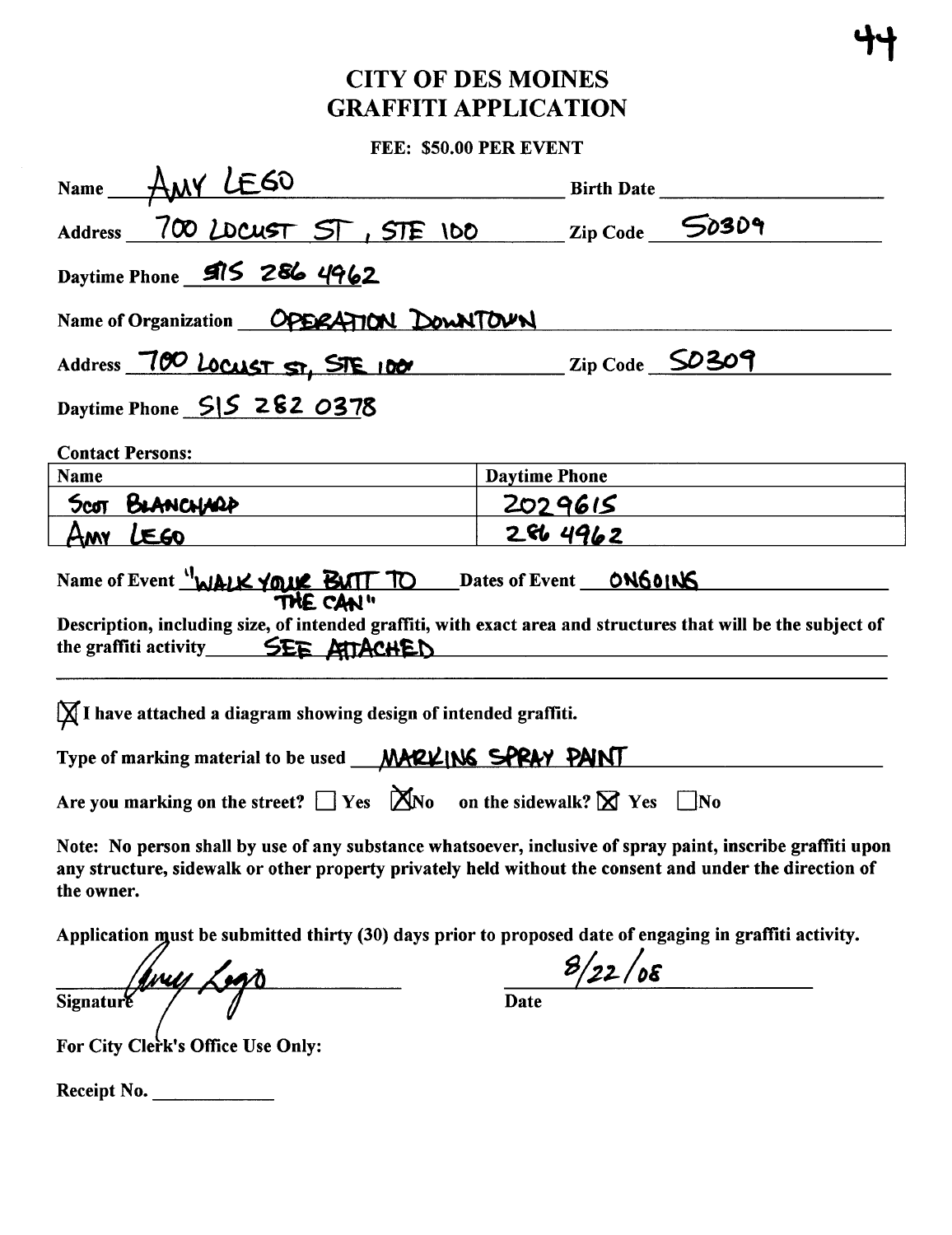# CITY OF DES MOINES
# GRAFFITI APPLICATION

**FEE: $50.00 PER EVENT**

**Name** AMY LEGO **Birth Date** ____________

**Address** 700 LOCUST ST, STE 100 **Zip Code** 50309

**Daytime Phone** 515 286 4962

**Name of Organization** OPERATION DOWNTOWN

**Address** 700 LOCUST ST, STE 100 **Zip Code** 50309

**Daytime Phone** 515 282 0378

**Contact Persons:**

| Name | Daytime Phone |
|---|---|
| SCOT BLANCHARD | 2029615 |
| AMY LEGO | 286 4962 |

**Name of Event** "WALK YOUR BUTT TO THE CAN" **Dates of Event** ONGOING

**Description, including size, of intended graffiti, with exact area and structures that will be the subject of the graffiti activity** SEE ATTACHED

☒ **I have attached a diagram showing design of intended graffiti.**

**Type of marking material to be used** MARKING SPRAY PAINT

**Are you marking on the street?** ☐ Yes ☒ No **on the sidewalk?** ☒ Yes ☐ No

**Note: No person shall by use of any substance whatsoever, inclusive of spray paint, inscribe graffiti upon any structure, sidewalk or other property privately held without the consent and under the direction of the owner.**

**Application must be submitted thirty (30) days prior to proposed date of engaging in graffiti activity.**

Amy Lego 8/22/08

**Signature** **Date**

**For City Clerk's Office Use Only:**

**Receipt No.** ____________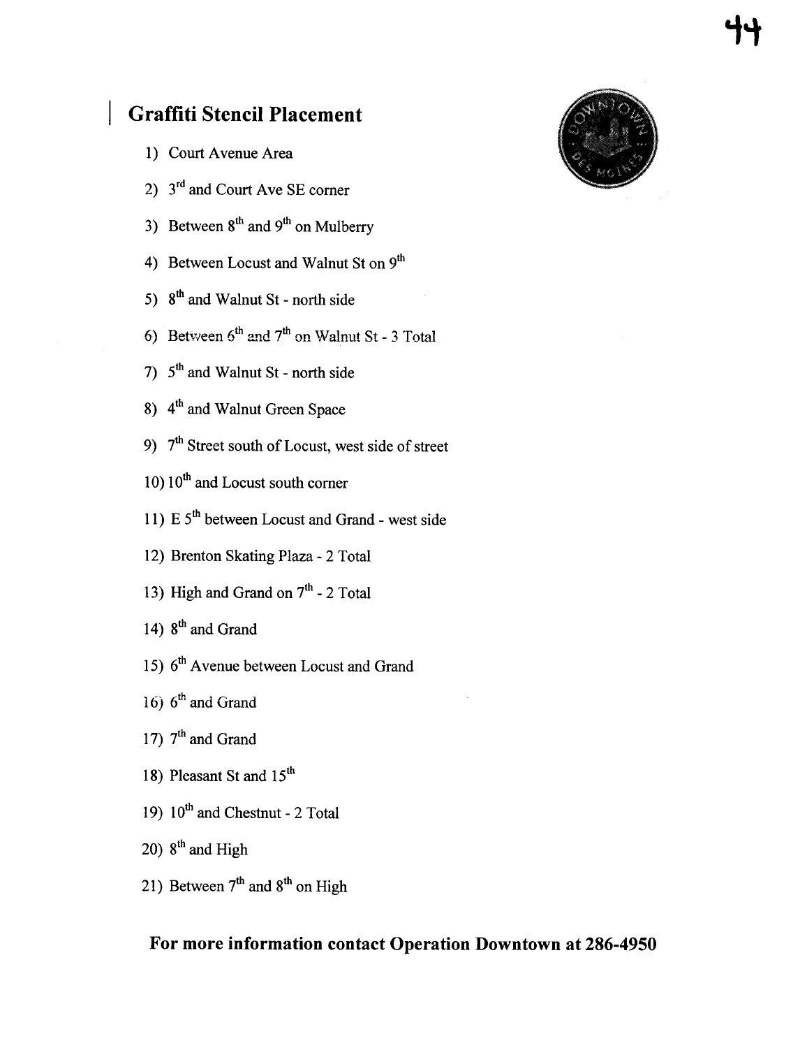## Graffiti Stencil Placement

1) Court Avenue Area
2) 3rd and Court Ave SE corner
3) Between 8th and 9th on Mulberry
4) Between Locust and Walnut St on 9th
5) 8th and Walnut St - north side
6) Between 6th and 7th on Walnut St - 3 Total
7) 5th and Walnut St - north side
8) 4th and Walnut Green Space
9) 7th Street south of Locust, west side of street
10) 10th and Locust south corner
11) E 5th between Locust and Grand - west side
12) Brenton Skating Plaza - 2 Total
13) High and Grand on 7th - 2 Total
14) 8th and Grand
15) 6th Avenue between Locust and Grand
16) 6th and Grand
17) 7th and Grand
18) Pleasant St and 15th
19) 10th and Chestnut - 2 Total
20) 8th and High
21) Between 7th and 8th on High

**For more information contact Operation Downtown at 286-4950**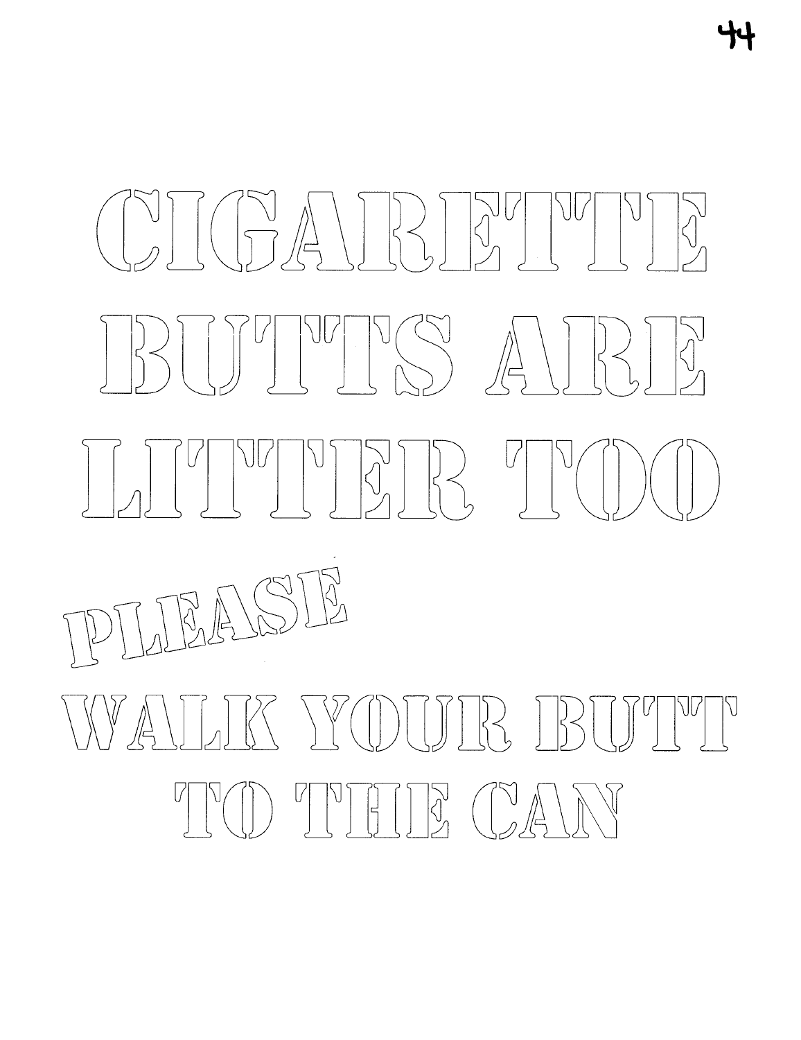# CIGARETTE BUTTS ARE LITTER TOO

## PLEASE

## WALK YOUR BUTT TO THE CAN